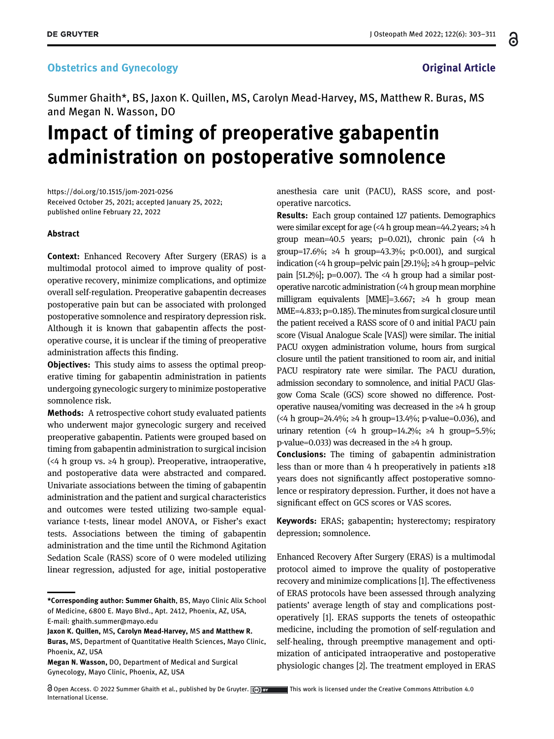Obstetrics and Gynecology

Original Article

Summer Ghaith*, BS, Jaxon K. Quillen, MS, Carolyn Mead-Harvey, MS, Matthew R. Buras, MS and Megan N. Wasson, DO

# Impact of timing of preoperative gabapentin administration on postoperative somnolence

https://doi.org/10.1515/jom-2021-0256
Received October 25, 2021; accepted January 25, 2022; published online February 22, 2022

## Abstract

**Context:** Enhanced Recovery After Surgery (ERAS) is a multimodal protocol aimed to improve quality of postoperative recovery, minimize complications, and optimize overall self-regulation. Preoperative gabapentin decreases postoperative pain but can be associated with prolonged postoperative somnolence and respiratory depression risk. Although it is known that gabapentin affects the postoperative course, it is unclear if the timing of preoperative administration affects this finding.

**Objectives:** This study aims to assess the optimal preoperative timing for gabapentin administration in patients undergoing gynecologic surgery to minimize postoperative somnolence risk.

**Methods:** A retrospective cohort study evaluated patients who underwent major gynecologic surgery and received preoperative gabapentin. Patients were grouped based on timing from gabapentin administration to surgical incision (<4 h group vs. ≥4 h group). Preoperative, intraoperative, and postoperative data were abstracted and compared. Univariate associations between the timing of gabapentin administration and the patient and surgical characteristics and outcomes were tested utilizing two-sample equal-variance t-tests, linear model ANOVA, or Fisher's exact tests. Associations between the timing of gabapentin administration and the time until the Richmond Agitation Sedation Scale (RASS) score of 0 were modeled utilizing linear regression, adjusted for age, initial postoperative anesthesia care unit (PACU), RASS score, and postoperative narcotics.

**Results:** Each group contained 127 patients. Demographics were similar except for age (<4 h group mean=44.2 years; ≥4 h group mean=40.5 years; p=0.021), chronic pain (<4 h group=17.6%; ≥4 h group=43.3%; p<0.001), and surgical indication (<4 h group=pelvic pain [29.1%]; ≥4 h group=pelvic pain [51.2%]; p=0.007). The <4 h group had a similar postoperative narcotic administration (<4 h group mean morphine milligram equivalents [MME]=3.667; ≥4 h group mean MME=4.833; p=0.185). The minutes from surgical closure until the patient received a RASS score of 0 and initial PACU pain score (Visual Analogue Scale [VAS]) were similar. The initial PACU oxygen administration volume, hours from surgical closure until the patient transitioned to room air, and initial PACU respiratory rate were similar. The PACU duration, admission secondary to somnolence, and initial PACU Glasgow Coma Scale (GCS) score showed no difference. Postoperative nausea/vomiting was decreased in the ≥4 h group (<4 h group=24.4%; ≥4 h group=13.4%; p-value=0.036), and urinary retention (<4 h group=14.2%; ≥4 h group=5.5%; p-value=0.033) was decreased in the ≥4 h group.

**Conclusions:** The timing of gabapentin administration less than or more than 4 h preoperatively in patients ≥18 years does not significantly affect postoperative somnolence or respiratory depression. Further, it does not have a significant effect on GCS scores or VAS scores.

**Keywords:** ERAS; gabapentin; hysterectomy; respiratory depression; somnolence.

Enhanced Recovery After Surgery (ERAS) is a multimodal protocol aimed to improve the quality of postoperative recovery and minimize complications [1]. The effectiveness of ERAS protocols have been assessed through analyzing patients' average length of stay and complications postoperatively [1]. ERAS supports the tenets of osteopathic medicine, including the promotion of self-regulation and self-healing, through preemptive management and optimization of anticipated intraoperative and postoperative physiologic changes [2]. The treatment employed in ERAS

---

***Corresponding author: Summer Ghaith**, BS, Mayo Clinic Alix School of Medicine, 6800 E. Mayo Blvd., Apt. 2412, Phoenix, AZ, USA, E-mail: ghaith.summer@mayo.edu

**Jaxon K. Quillen,** MS, **Carolyn Mead-Harvey,** MS **and Matthew R. Buras,** MS, Department of Quantitative Health Sciences, Mayo Clinic, Phoenix, AZ, USA

**Megan N. Wasson,** DO, Department of Medical and Surgical Gynecology, Mayo Clinic, Phoenix, AZ, USA

Open Access. © 2022 Summer Ghaith et al., published by De Gruyter. This work is licensed under the Creative Commons Attribution 4.0 International License.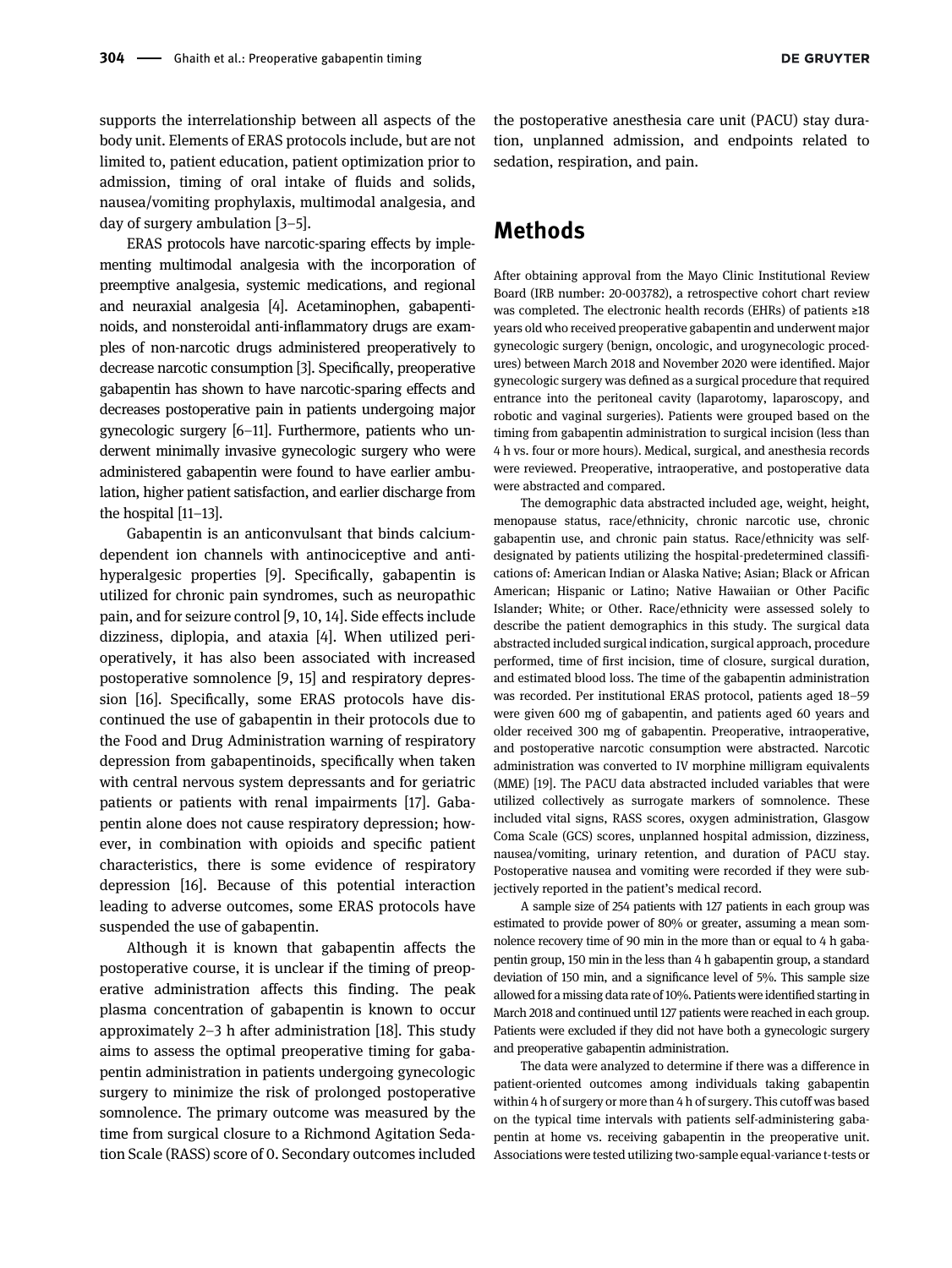supports the interrelationship between all aspects of the body unit. Elements of ERAS protocols include, but are not limited to, patient education, patient optimization prior to admission, timing of oral intake of fluids and solids, nausea/vomiting prophylaxis, multimodal analgesia, and day of surgery ambulation [3–5].

ERAS protocols have narcotic-sparing effects by implementing multimodal analgesia with the incorporation of preemptive analgesia, systemic medications, and regional and neuraxial analgesia [4]. Acetaminophen, gabapentinoids, and nonsteroidal anti-inflammatory drugs are examples of non-narcotic drugs administered preoperatively to decrease narcotic consumption [3]. Specifically, preoperative gabapentin has shown to have narcotic-sparing effects and decreases postoperative pain in patients undergoing major gynecologic surgery [6–11]. Furthermore, patients who underwent minimally invasive gynecologic surgery who were administered gabapentin were found to have earlier ambulation, higher patient satisfaction, and earlier discharge from the hospital [11–13].

Gabapentin is an anticonvulsant that binds calcium-dependent ion channels with antinociceptive and antihyperalgesic properties [9]. Specifically, gabapentin is utilized for chronic pain syndromes, such as neuropathic pain, and for seizure control [9, 10, 14]. Side effects include dizziness, diplopia, and ataxia [4]. When utilized perioperatively, it has also been associated with increased postoperative somnolence [9, 15] and respiratory depression [16]. Specifically, some ERAS protocols have discontinued the use of gabapentin in their protocols due to the Food and Drug Administration warning of respiratory depression from gabapentinoids, specifically when taken with central nervous system depressants and for geriatric patients or patients with renal impairments [17]. Gabapentin alone does not cause respiratory depression; however, in combination with opioids and specific patient characteristics, there is some evidence of respiratory depression [16]. Because of this potential interaction leading to adverse outcomes, some ERAS protocols have suspended the use of gabapentin.

Although it is known that gabapentin affects the postoperative course, it is unclear if the timing of preoperative administration affects this finding. The peak plasma concentration of gabapentin is known to occur approximately 2–3 h after administration [18]. This study aims to assess the optimal preoperative timing for gabapentin administration in patients undergoing gynecologic surgery to minimize the risk of prolonged postoperative somnolence. The primary outcome was measured by the time from surgical closure to a Richmond Agitation Sedation Scale (RASS) score of 0. Secondary outcomes included the postoperative anesthesia care unit (PACU) stay duration, unplanned admission, and endpoints related to sedation, respiration, and pain.

## Methods

After obtaining approval from the Mayo Clinic Institutional Review Board (IRB number: 20-003782), a retrospective cohort chart review was completed. The electronic health records (EHRs) of patients ≥18 years old who received preoperative gabapentin and underwent major gynecologic surgery (benign, oncologic, and urogynecologic procedures) between March 2018 and November 2020 were identified. Major gynecologic surgery was defined as a surgical procedure that required entrance into the peritoneal cavity (laparotomy, laparoscopy, and robotic and vaginal surgeries). Patients were grouped based on the timing from gabapentin administration to surgical incision (less than 4 h vs. four or more hours). Medical, surgical, and anesthesia records were reviewed. Preoperative, intraoperative, and postoperative data were abstracted and compared.

The demographic data abstracted included age, weight, height, menopause status, race/ethnicity, chronic narcotic use, chronic gabapentin use, and chronic pain status. Race/ethnicity was self-designated by patients utilizing the hospital-predetermined classifications of: American Indian or Alaska Native; Asian; Black or African American; Hispanic or Latino; Native Hawaiian or Other Pacific Islander; White; or Other. Race/ethnicity were assessed solely to describe the patient demographics in this study. The surgical data abstracted included surgical indication, surgical approach, procedure performed, time of first incision, time of closure, surgical duration, and estimated blood loss. The time of the gabapentin administration was recorded. Per institutional ERAS protocol, patients aged 18–59 were given 600 mg of gabapentin, and patients aged 60 years and older received 300 mg of gabapentin. Preoperative, intraoperative, and postoperative narcotic consumption were abstracted. Narcotic administration was converted to IV morphine milligram equivalents (MME) [19]. The PACU data abstracted included variables that were utilized collectively as surrogate markers of somnolence. These included vital signs, RASS scores, oxygen administration, Glasgow Coma Scale (GCS) scores, unplanned hospital admission, dizziness, nausea/vomiting, urinary retention, and duration of PACU stay. Postoperative nausea and vomiting were recorded if they were subjectively reported in the patient's medical record.

A sample size of 254 patients with 127 patients in each group was estimated to provide power of 80% or greater, assuming a mean somnolence recovery time of 90 min in the more than or equal to 4 h gabapentin group, 150 min in the less than 4 h gabapentin group, a standard deviation of 150 min, and a significance level of 5%. This sample size allowed for a missing data rate of 10%. Patients were identified starting in March 2018 and continued until 127 patients were reached in each group. Patients were excluded if they did not have both a gynecologic surgery and preoperative gabapentin administration.

The data were analyzed to determine if there was a difference in patient-oriented outcomes among individuals taking gabapentin within 4 h of surgery or more than 4 h of surgery. This cutoff was based on the typical time intervals with patients self-administering gabapentin at home vs. receiving gabapentin in the preoperative unit. Associations were tested utilizing two-sample equal-variance t-tests or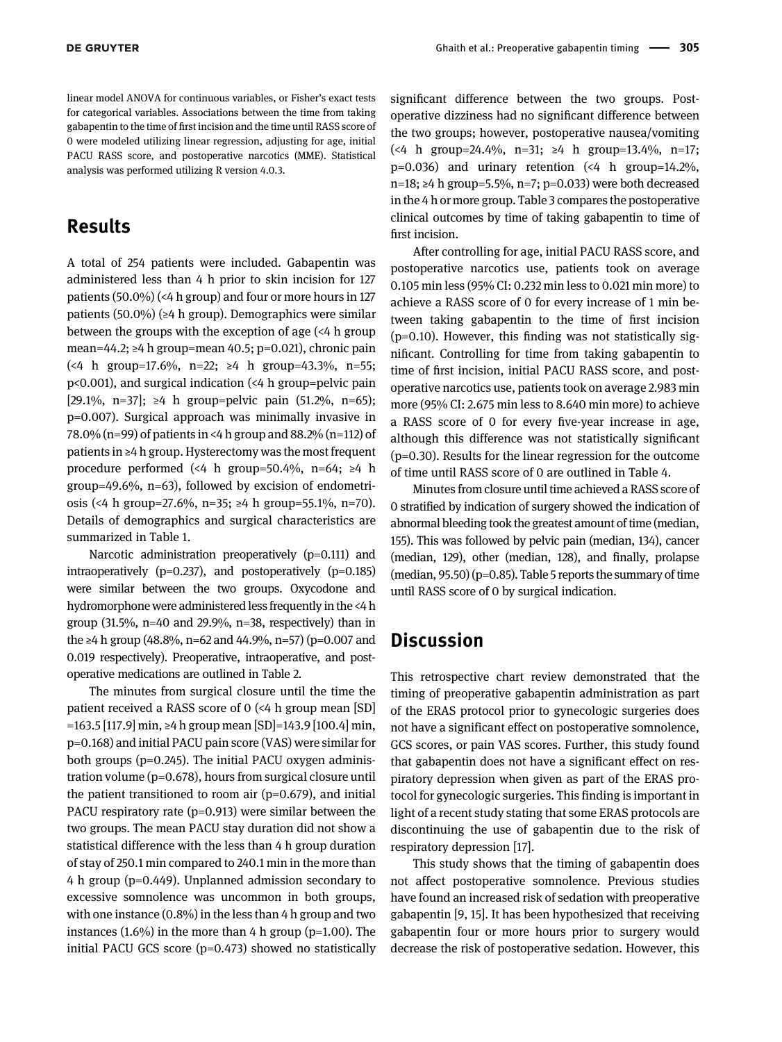linear model ANOVA for continuous variables, or Fisher's exact tests for categorical variables. Associations between the time from taking gabapentin to the time of first incision and the time until RASS score of 0 were modeled utilizing linear regression, adjusting for age, initial PACU RASS score, and postoperative narcotics (MME). Statistical analysis was performed utilizing R version 4.0.3.

## Results

A total of 254 patients were included. Gabapentin was administered less than 4 h prior to skin incision for 127 patients (50.0%) (<4 h group) and four or more hours in 127 patients (50.0%) (≥4 h group). Demographics were similar between the groups with the exception of age (<4 h group mean=44.2; ≥4 h group=mean 40.5; p=0.021), chronic pain (<4 h group=17.6%, n=22; ≥4 h group=43.3%, n=55; p<0.001), and surgical indication (<4 h group=pelvic pain [29.1%, n=37]; ≥4 h group=pelvic pain (51.2%, n=65); p=0.007). Surgical approach was minimally invasive in 78.0% (n=99) of patients in <4 h group and 88.2% (n=112) of patients in ≥4 h group. Hysterectomy was the most frequent procedure performed (<4 h group=50.4%, n=64; ≥4 h group=49.6%, n=63), followed by excision of endometriosis (<4 h group=27.6%, n=35; ≥4 h group=55.1%, n=70). Details of demographics and surgical characteristics are summarized in Table 1.

Narcotic administration preoperatively (p=0.111) and intraoperatively (p=0.237), and postoperatively (p=0.185) were similar between the two groups. Oxycodone and hydromorphone were administered less frequently in the <4 h group (31.5%, n=40 and 29.9%, n=38, respectively) than in the ≥4 h group (48.8%, n=62 and 44.9%, n=57) (p=0.007 and 0.019 respectively). Preoperative, intraoperative, and postoperative medications are outlined in Table 2.

The minutes from surgical closure until the time the patient received a RASS score of 0 (<4 h group mean [SD] =163.5 [117.9] min, ≥4 h group mean [SD]=143.9 [100.4] min, p=0.168) and initial PACU pain score (VAS) were similar for both groups (p=0.245). The initial PACU oxygen administration volume (p=0.678), hours from surgical closure until the patient transitioned to room air (p=0.679), and initial PACU respiratory rate (p=0.913) were similar between the two groups. The mean PACU stay duration did not show a statistical difference with the less than 4 h group duration of stay of 250.1 min compared to 240.1 min in the more than 4 h group (p=0.449). Unplanned admission secondary to excessive somnolence was uncommon in both groups, with one instance (0.8%) in the less than 4 h group and two instances (1.6%) in the more than 4 h group (p=1.00). The initial PACU GCS score (p=0.473) showed no statistically significant difference between the two groups. Postoperative dizziness had no significant difference between the two groups; however, postoperative nausea/vomiting (<4 h group=24.4%, n=31; ≥4 h group=13.4%, n=17; p=0.036) and urinary retention (<4 h group=14.2%, n=18; ≥4 h group=5.5%, n=7; p=0.033) were both decreased in the 4 h or more group. Table 3 compares the postoperative clinical outcomes by time of taking gabapentin to time of first incision.

After controlling for age, initial PACU RASS score, and postoperative narcotics use, patients took on average 0.105 min less (95% CI: 0.232 min less to 0.021 min more) to achieve a RASS score of 0 for every increase of 1 min between taking gabapentin to the time of first incision (p=0.10). However, this finding was not statistically significant. Controlling for time from taking gabapentin to time of first incision, initial PACU RASS score, and postoperative narcotics use, patients took on average 2.983 min more (95% CI: 2.675 min less to 8.640 min more) to achieve a RASS score of 0 for every five-year increase in age, although this difference was not statistically significant (p=0.30). Results for the linear regression for the outcome of time until RASS score of 0 are outlined in Table 4.

Minutes from closure until time achieved a RASS score of 0 stratified by indication of surgery showed the indication of abnormal bleeding took the greatest amount of time (median, 155). This was followed by pelvic pain (median, 134), cancer (median, 129), other (median, 128), and finally, prolapse (median, 95.50) (p=0.85). Table 5 reports the summary of time until RASS score of 0 by surgical indication.

## Discussion

This retrospective chart review demonstrated that the timing of preoperative gabapentin administration as part of the ERAS protocol prior to gynecologic surgeries does not have a significant effect on postoperative somnolence, GCS scores, or pain VAS scores. Further, this study found that gabapentin does not have a significant effect on respiratory depression when given as part of the ERAS protocol for gynecologic surgeries. This finding is important in light of a recent study stating that some ERAS protocols are discontinuing the use of gabapentin due to the risk of respiratory depression [17].

This study shows that the timing of gabapentin does not affect postoperative somnolence. Previous studies have found an increased risk of sedation with preoperative gabapentin [9, 15]. It has been hypothesized that receiving gabapentin four or more hours prior to surgery would decrease the risk of postoperative sedation. However, this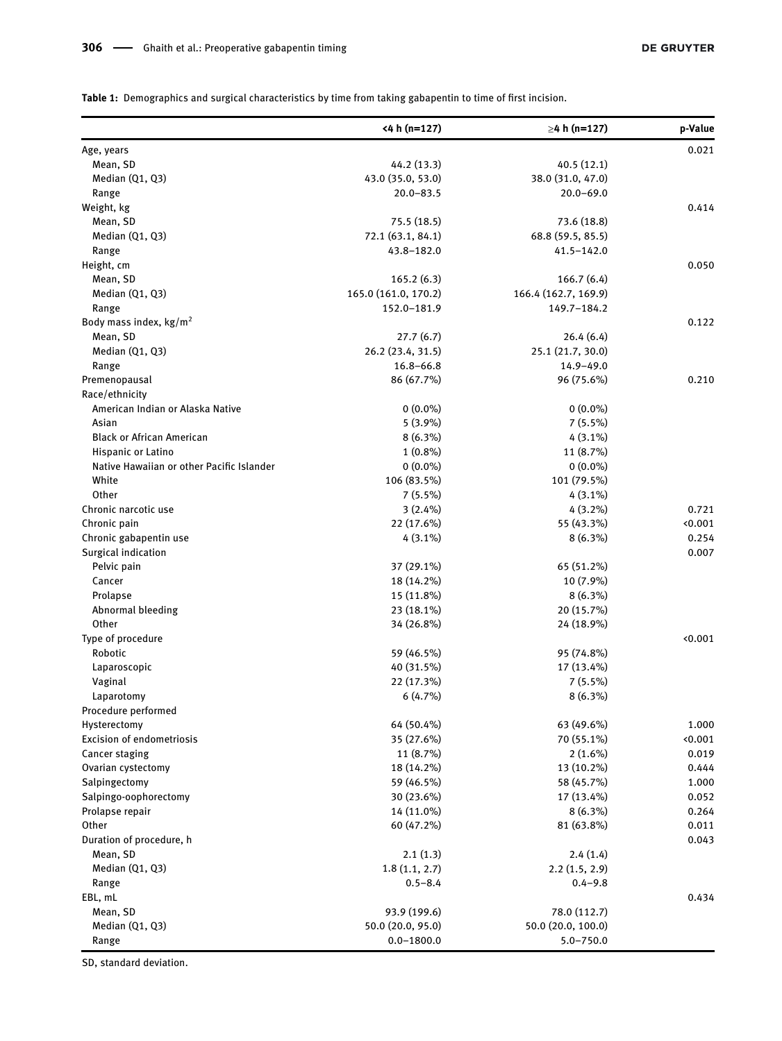**Table 1:** Demographics and surgical characteristics by time from taking gabapentin to time of first incision.

| | <4 h (n=127) | ≥4 h (n=127) | p-Value |
|---|---|---|---|
| Age, years | | | 0.021 |
| Mean, SD | 44.2 (13.3) | 40.5 (12.1) | |
| Median (Q1, Q3) | 43.0 (35.0, 53.0) | 38.0 (31.0, 47.0) | |
| Range | 20.0–83.5 | 20.0–69.0 | |
| Weight, kg | | | 0.414 |
| Mean, SD | 75.5 (18.5) | 73.6 (18.8) | |
| Median (Q1, Q3) | 72.1 (63.1, 84.1) | 68.8 (59.5, 85.5) | |
| Range | 43.8–182.0 | 41.5–142.0 | |
| Height, cm | | | 0.050 |
| Mean, SD | 165.2 (6.3) | 166.7 (6.4) | |
| Median (Q1, Q3) | 165.0 (161.0, 170.2) | 166.4 (162.7, 169.9) | |
| Range | 152.0–181.9 | 149.7–184.2 | |
| Body mass index, kg/m$^2$ | | | 0.122 |
| Mean, SD | 27.7 (6.7) | 26.4 (6.4) | |
| Median (Q1, Q3) | 26.2 (23.4, 31.5) | 25.1 (21.7, 30.0) | |
| Range | 16.8–66.8 | 14.9–49.0 | |
| Premenopausal | 86 (67.7%) | 96 (75.6%) | 0.210 |
| Race/ethnicity | | | |
| American Indian or Alaska Native | 0 (0.0%) | 0 (0.0%) | |
| Asian | 5 (3.9%) | 7 (5.5%) | |
| Black or African American | 8 (6.3%) | 4 (3.1%) | |
| Hispanic or Latino | 1 (0.8%) | 11 (8.7%) | |
| Native Hawaiian or other Pacific Islander | 0 (0.0%) | 0 (0.0%) | |
| White | 106 (83.5%) | 101 (79.5%) | |
| Other | 7 (5.5%) | 4 (3.1%) | |
| Chronic narcotic use | 3 (2.4%) | 4 (3.2%) | 0.721 |
| Chronic pain | 22 (17.6%) | 55 (43.3%) | <0.001 |
| Chronic gabapentin use | 4 (3.1%) | 8 (6.3%) | 0.254 |
| Surgical indication | | | 0.007 |
| Pelvic pain | 37 (29.1%) | 65 (51.2%) | |
| Cancer | 18 (14.2%) | 10 (7.9%) | |
| Prolapse | 15 (11.8%) | 8 (6.3%) | |
| Abnormal bleeding | 23 (18.1%) | 20 (15.7%) | |
| Other | 34 (26.8%) | 24 (18.9%) | |
| Type of procedure | | | <0.001 |
| Robotic | 59 (46.5%) | 95 (74.8%) | |
| Laparoscopic | 40 (31.5%) | 17 (13.4%) | |
| Vaginal | 22 (17.3%) | 7 (5.5%) | |
| Laparotomy | 6 (4.7%) | 8 (6.3%) | |
| Procedure performed | | | |
| Hysterectomy | 64 (50.4%) | 63 (49.6%) | 1.000 |
| Excision of endometriosis | 35 (27.6%) | 70 (55.1%) | <0.001 |
| Cancer staging | 11 (8.7%) | 2 (1.6%) | 0.019 |
| Ovarian cystectomy | 18 (14.2%) | 13 (10.2%) | 0.444 |
| Salpingectomy | 59 (46.5%) | 58 (45.7%) | 1.000 |
| Salpingo-oophorectomy | 30 (23.6%) | 17 (13.4%) | 0.052 |
| Prolapse repair | 14 (11.0%) | 8 (6.3%) | 0.264 |
| Other | 60 (47.2%) | 81 (63.8%) | 0.011 |
| Duration of procedure, h | | | 0.043 |
| Mean, SD | 2.1 (1.3) | 2.4 (1.4) | |
| Median (Q1, Q3) | 1.8 (1.1, 2.7) | 2.2 (1.5, 2.9) | |
| Range | 0.5–8.4 | 0.4–9.8 | |
| EBL, mL | | | 0.434 |
| Mean, SD | 93.9 (199.6) | 78.0 (112.7) | |
| Median (Q1, Q3) | 50.0 (20.0, 95.0) | 50.0 (20.0, 100.0) | |
| Range | 0.0–1800.0 | 5.0–750.0 | |

SD, standard deviation.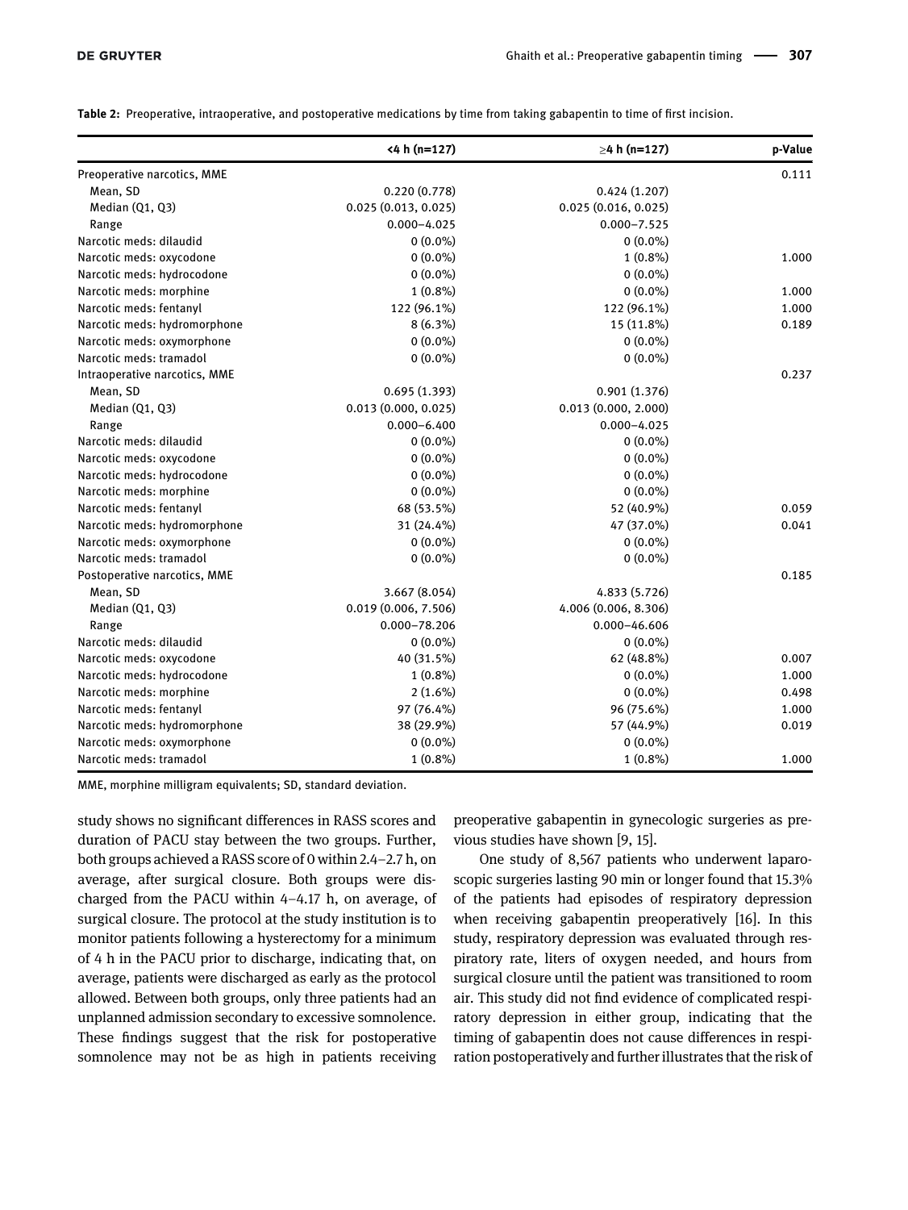**Table 2:** Preoperative, intraoperative, and postoperative medications by time from taking gabapentin to time of first incision.

| | <4 h (n=127) | ≥4 h (n=127) | p-Value |
|---|---|---|---|
| Preoperative narcotics, MME | | | 0.111 |
| Mean, SD | 0.220 (0.778) | 0.424 (1.207) | |
| Median (Q1, Q3) | 0.025 (0.013, 0.025) | 0.025 (0.016, 0.025) | |
| Range | 0.000–4.025 | 0.000–7.525 | |
| Narcotic meds: dilaudid | 0 (0.0%) | 0 (0.0%) | |
| Narcotic meds: oxycodone | 0 (0.0%) | 1 (0.8%) | 1.000 |
| Narcotic meds: hydrocodone | 0 (0.0%) | 0 (0.0%) | |
| Narcotic meds: morphine | 1 (0.8%) | 0 (0.0%) | 1.000 |
| Narcotic meds: fentanyl | 122 (96.1%) | 122 (96.1%) | 1.000 |
| Narcotic meds: hydromorphone | 8 (6.3%) | 15 (11.8%) | 0.189 |
| Narcotic meds: oxymorphone | 0 (0.0%) | 0 (0.0%) | |
| Narcotic meds: tramadol | 0 (0.0%) | 0 (0.0%) | |
| Intraoperative narcotics, MME | | | 0.237 |
| Mean, SD | 0.695 (1.393) | 0.901 (1.376) | |
| Median (Q1, Q3) | 0.013 (0.000, 0.025) | 0.013 (0.000, 2.000) | |
| Range | 0.000–6.400 | 0.000–4.025 | |
| Narcotic meds: dilaudid | 0 (0.0%) | 0 (0.0%) | |
| Narcotic meds: oxycodone | 0 (0.0%) | 0 (0.0%) | |
| Narcotic meds: hydrocodone | 0 (0.0%) | 0 (0.0%) | |
| Narcotic meds: morphine | 0 (0.0%) | 0 (0.0%) | |
| Narcotic meds: fentanyl | 68 (53.5%) | 52 (40.9%) | 0.059 |
| Narcotic meds: hydromorphone | 31 (24.4%) | 47 (37.0%) | 0.041 |
| Narcotic meds: oxymorphone | 0 (0.0%) | 0 (0.0%) | |
| Narcotic meds: tramadol | 0 (0.0%) | 0 (0.0%) | |
| Postoperative narcotics, MME | | | 0.185 |
| Mean, SD | 3.667 (8.054) | 4.833 (5.726) | |
| Median (Q1, Q3) | 0.019 (0.006, 7.506) | 4.006 (0.006, 8.306) | |
| Range | 0.000–78.206 | 0.000–46.606 | |
| Narcotic meds: dilaudid | 0 (0.0%) | 0 (0.0%) | |
| Narcotic meds: oxycodone | 40 (31.5%) | 62 (48.8%) | 0.007 |
| Narcotic meds: hydrocodone | 1 (0.8%) | 0 (0.0%) | 1.000 |
| Narcotic meds: morphine | 2 (1.6%) | 0 (0.0%) | 0.498 |
| Narcotic meds: fentanyl | 97 (76.4%) | 96 (75.6%) | 1.000 |
| Narcotic meds: hydromorphone | 38 (29.9%) | 57 (44.9%) | 0.019 |
| Narcotic meds: oxymorphone | 0 (0.0%) | 0 (0.0%) | |
| Narcotic meds: tramadol | 1 (0.8%) | 1 (0.8%) | 1.000 |

MME, morphine milligram equivalents; SD, standard deviation.

study shows no significant differences in RASS scores and duration of PACU stay between the two groups. Further, both groups achieved a RASS score of 0 within 2.4–2.7 h, on average, after surgical closure. Both groups were discharged from the PACU within 4–4.17 h, on average, of surgical closure. The protocol at the study institution is to monitor patients following a hysterectomy for a minimum of 4 h in the PACU prior to discharge, indicating that, on average, patients were discharged as early as the protocol allowed. Between both groups, only three patients had an unplanned admission secondary to excessive somnolence. These findings suggest that the risk for postoperative somnolence may not be as high in patients receiving preoperative gabapentin in gynecologic surgeries as previous studies have shown [9, 15].

One study of 8,567 patients who underwent laparoscopic surgeries lasting 90 min or longer found that 15.3% of the patients had episodes of respiratory depression when receiving gabapentin preoperatively [16]. In this study, respiratory depression was evaluated through respiratory rate, liters of oxygen needed, and hours from surgical closure until the patient was transitioned to room air. This study did not find evidence of complicated respiratory depression in either group, indicating that the timing of gabapentin does not cause differences in respiration postoperatively and further illustrates that the risk of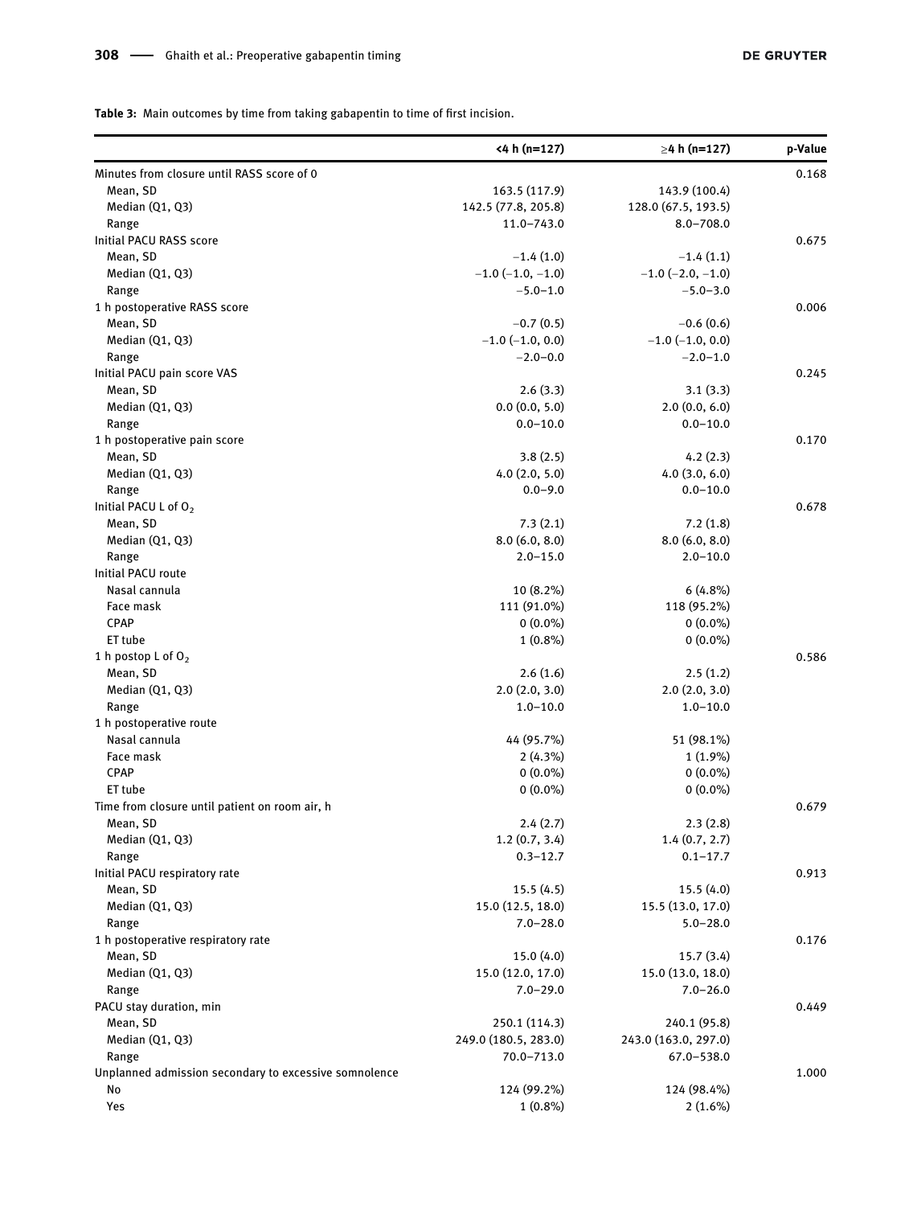**Table 3:** Main outcomes by time from taking gabapentin to time of first incision.

| | <4 h (n=127) | ≥4 h (n=127) | p-Value |
|---|---|---|---|
| Minutes from closure until RASS score of 0 | | | 0.168 |
| Mean, SD | 163.5 (117.9) | 143.9 (100.4) | |
| Median (Q1, Q3) | 142.5 (77.8, 205.8) | 128.0 (67.5, 193.5) | |
| Range | 11.0–743.0 | 8.0–708.0 | |
| Initial PACU RASS score | | | 0.675 |
| Mean, SD | −1.4 (1.0) | −1.4 (1.1) | |
| Median (Q1, Q3) | −1.0 (−1.0, −1.0) | −1.0 (−2.0, −1.0) | |
| Range | −5.0–1.0 | −5.0–3.0 | |
| 1 h postoperative RASS score | | | 0.006 |
| Mean, SD | −0.7 (0.5) | −0.6 (0.6) | |
| Median (Q1, Q3) | −1.0 (−1.0, 0.0) | −1.0 (−1.0, 0.0) | |
| Range | −2.0–0.0 | −2.0–1.0 | |
| Initial PACU pain score VAS | | | 0.245 |
| Mean, SD | 2.6 (3.3) | 3.1 (3.3) | |
| Median (Q1, Q3) | 0.0 (0.0, 5.0) | 2.0 (0.0, 6.0) | |
| Range | 0.0–10.0 | 0.0–10.0 | |
| 1 h postoperative pain score | | | 0.170 |
| Mean, SD | 3.8 (2.5) | 4.2 (2.3) | |
| Median (Q1, Q3) | 4.0 (2.0, 5.0) | 4.0 (3.0, 6.0) | |
| Range | 0.0–9.0 | 0.0–10.0 | |
| Initial PACU L of $O_2$ | | | 0.678 |
| Mean, SD | 7.3 (2.1) | 7.2 (1.8) | |
| Median (Q1, Q3) | 8.0 (6.0, 8.0) | 8.0 (6.0, 8.0) | |
| Range | 2.0–15.0 | 2.0–10.0 | |
| Initial PACU route | | | |
| Nasal cannula | 10 (8.2%) | 6 (4.8%) | |
| Face mask | 111 (91.0%) | 118 (95.2%) | |
| CPAP | 0 (0.0%) | 0 (0.0%) | |
| ET tube | 1 (0.8%) | 0 (0.0%) | |
| 1 h postop L of $O_2$ | | | 0.586 |
| Mean, SD | 2.6 (1.6) | 2.5 (1.2) | |
| Median (Q1, Q3) | 2.0 (2.0, 3.0) | 2.0 (2.0, 3.0) | |
| Range | 1.0–10.0 | 1.0–10.0 | |
| 1 h postoperative route | | | |
| Nasal cannula | 44 (95.7%) | 51 (98.1%) | |
| Face mask | 2 (4.3%) | 1 (1.9%) | |
| CPAP | 0 (0.0%) | 0 (0.0%) | |
| ET tube | 0 (0.0%) | 0 (0.0%) | |
| Time from closure until patient on room air, h | | | 0.679 |
| Mean, SD | 2.4 (2.7) | 2.3 (2.8) | |
| Median (Q1, Q3) | 1.2 (0.7, 3.4) | 1.4 (0.7, 2.7) | |
| Range | 0.3–12.7 | 0.1–17.7 | |
| Initial PACU respiratory rate | | | 0.913 |
| Mean, SD | 15.5 (4.5) | 15.5 (4.0) | |
| Median (Q1, Q3) | 15.0 (12.5, 18.0) | 15.5 (13.0, 17.0) | |
| Range | 7.0–28.0 | 5.0–28.0 | |
| 1 h postoperative respiratory rate | | | 0.176 |
| Mean, SD | 15.0 (4.0) | 15.7 (3.4) | |
| Median (Q1, Q3) | 15.0 (12.0, 17.0) | 15.0 (13.0, 18.0) | |
| Range | 7.0–29.0 | 7.0–26.0 | |
| PACU stay duration, min | | | 0.449 |
| Mean, SD | 250.1 (114.3) | 240.1 (95.8) | |
| Median (Q1, Q3) | 249.0 (180.5, 283.0) | 243.0 (163.0, 297.0) | |
| Range | 70.0–713.0 | 67.0–538.0 | |
| Unplanned admission secondary to excessive somnolence | | | 1.000 |
| No | 124 (99.2%) | 124 (98.4%) | |
| Yes | 1 (0.8%) | 2 (1.6%) | |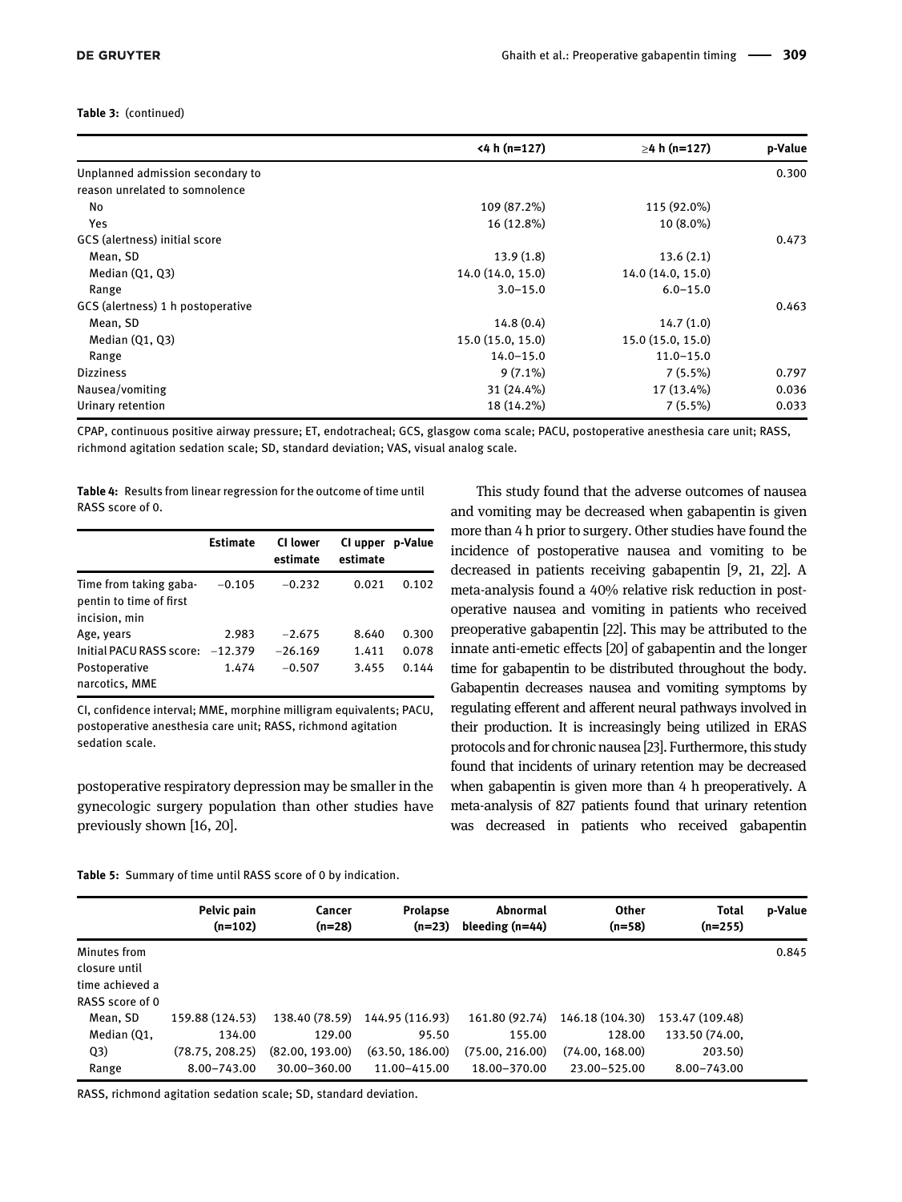**Table 3:** (continued)

| | <4 h (n=127) | ≥4 h (n=127) | p-Value |
|---|---|---|---|
| Unplanned admission secondary to reason unrelated to somnolence | | | 0.300 |
| No | 109 (87.2%) | 115 (92.0%) | |
| Yes | 16 (12.8%) | 10 (8.0%) | |
| GCS (alertness) initial score | | | 0.473 |
| Mean, SD | 13.9 (1.8) | 13.6 (2.1) | |
| Median (Q1, Q3) | 14.0 (14.0, 15.0) | 14.0 (14.0, 15.0) | |
| Range | 3.0–15.0 | 6.0–15.0 | |
| GCS (alertness) 1 h postoperative | | | 0.463 |
| Mean, SD | 14.8 (0.4) | 14.7 (1.0) | |
| Median (Q1, Q3) | 15.0 (15.0, 15.0) | 15.0 (15.0, 15.0) | |
| Range | 14.0–15.0 | 11.0–15.0 | |
| Dizziness | 9 (7.1%) | 7 (5.5%) | 0.797 |
| Nausea/vomiting | 31 (24.4%) | 17 (13.4%) | 0.036 |
| Urinary retention | 18 (14.2%) | 7 (5.5%) | 0.033 |

CPAP, continuous positive airway pressure; ET, endotracheal; GCS, glasgow coma scale; PACU, postoperative anesthesia care unit; RASS, richmond agitation sedation scale; SD, standard deviation; VAS, visual analog scale.

**Table 4:** Results from linear regression for the outcome of time until RASS score of 0.

| | Estimate | CI lower estimate | CI upper estimate | p-Value |
|---|---|---|---|---|
| Time from taking gabapentin to time of first incision, min | −0.105 | −0.232 | 0.021 | 0.102 |
| Age, years | 2.983 | −2.675 | 8.640 | 0.300 |
| Initial PACU RASS score: | −12.379 | −26.169 | 1.411 | 0.078 |
| Postoperative narcotics, MME | 1.474 | −0.507 | 3.455 | 0.144 |

CI, confidence interval; MME, morphine milligram equivalents; PACU, postoperative anesthesia care unit; RASS, richmond agitation sedation scale.

postoperative respiratory depression may be smaller in the gynecologic surgery population than other studies have previously shown [16, 20].

This study found that the adverse outcomes of nausea and vomiting may be decreased when gabapentin is given more than 4 h prior to surgery. Other studies have found the incidence of postoperative nausea and vomiting to be decreased in patients receiving gabapentin [9, 21, 22]. A meta-analysis found a 40% relative risk reduction in postoperative nausea and vomiting in patients who received preoperative gabapentin [22]. This may be attributed to the innate anti-emetic effects [20] of gabapentin and the longer time for gabapentin to be distributed throughout the body. Gabapentin decreases nausea and vomiting symptoms by regulating efferent and afferent neural pathways involved in their production. It is increasingly being utilized in ERAS protocols and for chronic nausea [23]. Furthermore, this study found that incidents of urinary retention may be decreased when gabapentin is given more than 4 h preoperatively. A meta-analysis of 827 patients found that urinary retention was decreased in patients who received gabapentin

**Table 5:** Summary of time until RASS score of 0 by indication.

| | Pelvic pain (n=102) | Cancer (n=28) | Prolapse (n=23) | Abnormal bleeding (n=44) | Other (n=58) | Total (n=255) | p-Value |
|---|---|---|---|---|---|---|---|
| Minutes from closure until time achieved a RASS score of 0 | | | | | | | 0.845 |
| Mean, SD | 159.88 (124.53) | 138.40 (78.59) | 144.95 (116.93) | 161.80 (92.74) | 146.18 (104.30) | 153.47 (109.48) | |
| Median (Q1, Q3) | 134.00 (78.75, 208.25) | 129.00 (82.00, 193.00) | 95.50 (63.50, 186.00) | 155.00 (75.00, 216.00) | 128.00 (74.00, 168.00) | 133.50 (74.00, 203.50) | |
| Range | 8.00–743.00 | 30.00–360.00 | 11.00–415.00 | 18.00–370.00 | 23.00–525.00 | 8.00–743.00 | |

RASS, richmond agitation sedation scale; SD, standard deviation.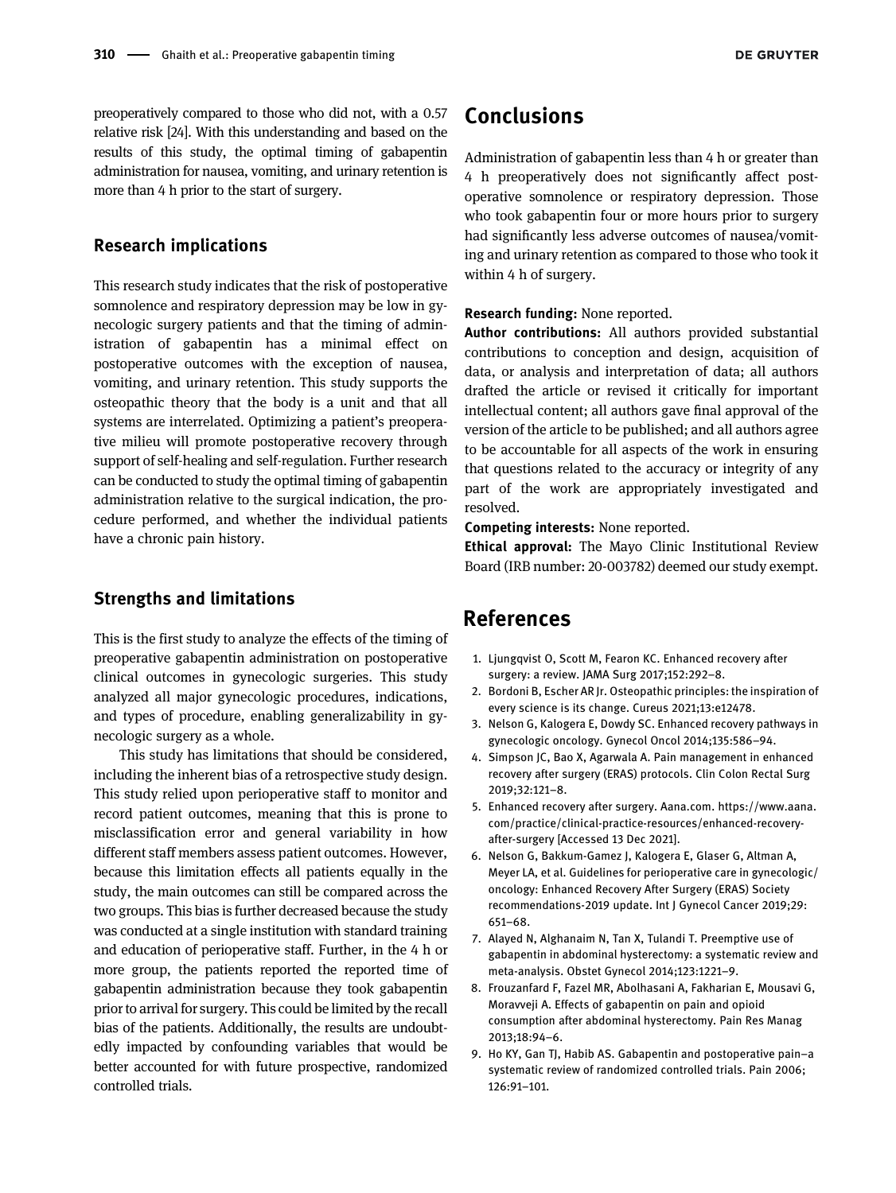preoperatively compared to those who did not, with a 0.57 relative risk [24]. With this understanding and based on the results of this study, the optimal timing of gabapentin administration for nausea, vomiting, and urinary retention is more than 4 h prior to the start of surgery.

### Research implications

This research study indicates that the risk of postoperative somnolence and respiratory depression may be low in gynecologic surgery patients and that the timing of administration of gabapentin has a minimal effect on postoperative outcomes with the exception of nausea, vomiting, and urinary retention. This study supports the osteopathic theory that the body is a unit and that all systems are interrelated. Optimizing a patient's preoperative milieu will promote postoperative recovery through support of self-healing and self-regulation. Further research can be conducted to study the optimal timing of gabapentin administration relative to the surgical indication, the procedure performed, and whether the individual patients have a chronic pain history.

### Strengths and limitations

This is the first study to analyze the effects of the timing of preoperative gabapentin administration on postoperative clinical outcomes in gynecologic surgeries. This study analyzed all major gynecologic procedures, indications, and types of procedure, enabling generalizability in gynecologic surgery as a whole.

This study has limitations that should be considered, including the inherent bias of a retrospective study design. This study relied upon perioperative staff to monitor and record patient outcomes, meaning that this is prone to misclassification error and general variability in how different staff members assess patient outcomes. However, because this limitation effects all patients equally in the study, the main outcomes can still be compared across the two groups. This bias is further decreased because the study was conducted at a single institution with standard training and education of perioperative staff. Further, in the 4 h or more group, the patients reported the reported time of gabapentin administration because they took gabapentin prior to arrival for surgery. This could be limited by the recall bias of the patients. Additionally, the results are undoubtedly impacted by confounding variables that would be better accounted for with future prospective, randomized controlled trials.

## Conclusions

Administration of gabapentin less than 4 h or greater than 4 h preoperatively does not significantly affect postoperative somnolence or respiratory depression. Those who took gabapentin four or more hours prior to surgery had significantly less adverse outcomes of nausea/vomiting and urinary retention as compared to those who took it within 4 h of surgery.

**Research funding:** None reported.
**Author contributions:** All authors provided substantial contributions to conception and design, acquisition of data, or analysis and interpretation of data; all authors drafted the article or revised it critically for important intellectual content; all authors gave final approval of the version of the article to be published; and all authors agree to be accountable for all aspects of the work in ensuring that questions related to the accuracy or integrity of any part of the work are appropriately investigated and resolved.
**Competing interests:** None reported.
**Ethical approval:** The Mayo Clinic Institutional Review Board (IRB number: 20-003782) deemed our study exempt.

## References

1. Ljungqvist O, Scott M, Fearon KC. Enhanced recovery after surgery: a review. JAMA Surg 2017;152:292–8.
2. Bordoni B, Escher AR Jr. Osteopathic principles: the inspiration of every science is its change. Cureus 2021;13:e12478.
3. Nelson G, Kalogera E, Dowdy SC. Enhanced recovery pathways in gynecologic oncology. Gynecol Oncol 2014;135:586–94.
4. Simpson JC, Bao X, Agarwala A. Pain management in enhanced recovery after surgery (ERAS) protocols. Clin Colon Rectal Surg 2019;32:121–8.
5. Enhanced recovery after surgery. Aana.com. https://www.aana.com/practice/clinical-practice-resources/enhanced-recovery-after-surgery [Accessed 13 Dec 2021].
6. Nelson G, Bakkum-Gamez J, Kalogera E, Glaser G, Altman A, Meyer LA, et al. Guidelines for perioperative care in gynecologic/oncology: Enhanced Recovery After Surgery (ERAS) Society recommendations-2019 update. Int J Gynecol Cancer 2019;29:651–68.
7. Alayed N, Alghanaim N, Tan X, Tulandi T. Preemptive use of gabapentin in abdominal hysterectomy: a systematic review and meta-analysis. Obstet Gynecol 2014;123:1221–9.
8. Frouzanfard F, Fazel MR, Abolhasani A, Fakharian E, Mousavi G, Moravveji A. Effects of gabapentin on pain and opioid consumption after abdominal hysterectomy. Pain Res Manag 2013;18:94–6.
9. Ho KY, Gan TJ, Habib AS. Gabapentin and postoperative pain–a systematic review of randomized controlled trials. Pain 2006;126:91–101.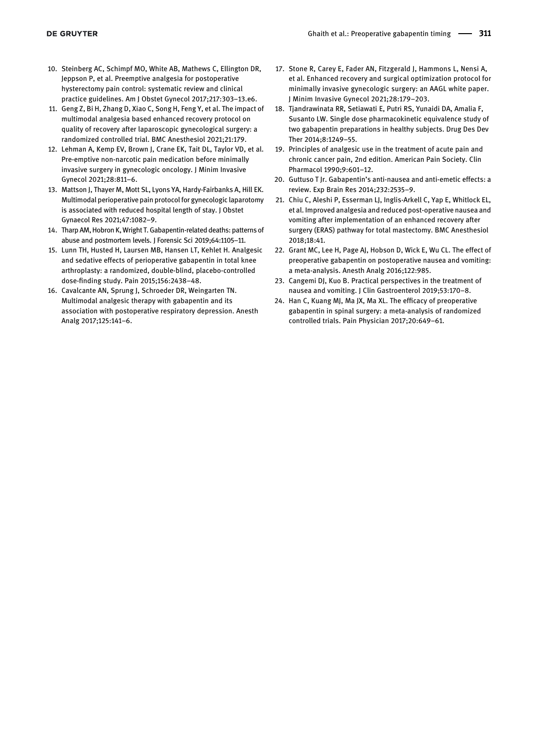10. Steinberg AC, Schimpf MO, White AB, Mathews C, Ellington DR, Jeppson P, et al. Preemptive analgesia for postoperative hysterectomy pain control: systematic review and clinical practice guidelines. Am J Obstet Gynecol 2017;217:303–13.e6.
11. Geng Z, Bi H, Zhang D, Xiao C, Song H, Feng Y, et al. The impact of multimodal analgesia based enhanced recovery protocol on quality of recovery after laparoscopic gynecological surgery: a randomized controlled trial. BMC Anesthesiol 2021;21:179.
12. Lehman A, Kemp EV, Brown J, Crane EK, Tait DL, Taylor VD, et al. Pre-emptive non-narcotic pain medication before minimally invasive surgery in gynecologic oncology. J Minim Invasive Gynecol 2021;28:811–6.
13. Mattson J, Thayer M, Mott SL, Lyons YA, Hardy-Fairbanks A, Hill EK. Multimodal perioperative pain protocol for gynecologic laparotomy is associated with reduced hospital length of stay. J Obstet Gynaecol Res 2021;47:1082–9.
14. Tharp AM, Hobron K, Wright T. Gabapentin-related deaths: patterns of abuse and postmortem levels. J Forensic Sci 2019;64:1105–11.
15. Lunn TH, Husted H, Laursen MB, Hansen LT, Kehlet H. Analgesic and sedative effects of perioperative gabapentin in total knee arthroplasty: a randomized, double-blind, placebo-controlled dose-finding study. Pain 2015;156:2438–48.
16. Cavalcante AN, Sprung J, Schroeder DR, Weingarten TN. Multimodal analgesic therapy with gabapentin and its association with postoperative respiratory depression. Anesth Analg 2017;125:141–6.
17. Stone R, Carey E, Fader AN, Fitzgerald J, Hammons L, Nensi A, et al. Enhanced recovery and surgical optimization protocol for minimally invasive gynecologic surgery: an AAGL white paper. J Minim Invasive Gynecol 2021;28:179–203.
18. Tjandrawinata RR, Setiawati E, Putri RS, Yunaidi DA, Amalia F, Susanto LW. Single dose pharmacokinetic equivalence study of two gabapentin preparations in healthy subjects. Drug Des Dev Ther 2014;8:1249–55.
19. Principles of analgesic use in the treatment of acute pain and chronic cancer pain, 2nd edition. American Pain Society. Clin Pharmacol 1990;9:601–12.
20. Guttuso T Jr. Gabapentin's anti-nausea and anti-emetic effects: a review. Exp Brain Res 2014;232:2535–9.
21. Chiu C, Aleshi P, Esserman LJ, Inglis-Arkell C, Yap E, Whitlock EL, et al. Improved analgesia and reduced post-operative nausea and vomiting after implementation of an enhanced recovery after surgery (ERAS) pathway for total mastectomy. BMC Anesthesiol 2018;18:41.
22. Grant MC, Lee H, Page AJ, Hobson D, Wick E, Wu CL. The effect of preoperative gabapentin on postoperative nausea and vomiting: a meta-analysis. Anesth Analg 2016;122:985.
23. Cangemi DJ, Kuo B. Practical perspectives in the treatment of nausea and vomiting. J Clin Gastroenterol 2019;53:170–8.
24. Han C, Kuang MJ, Ma JX, Ma XL. The efficacy of preoperative gabapentin in spinal surgery: a meta-analysis of randomized controlled trials. Pain Physician 2017;20:649–61.